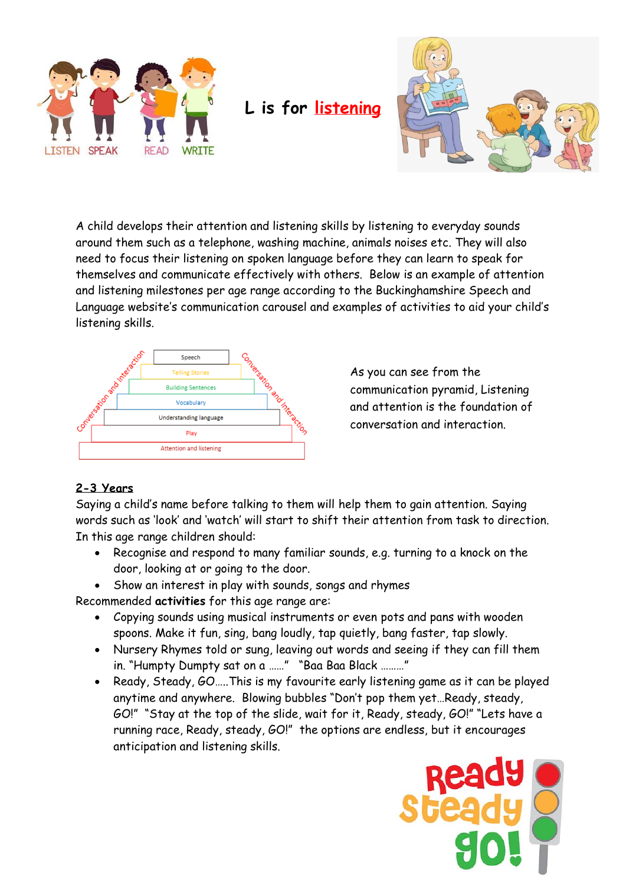# L is for listening

A child develops their attention and listening skills by listening to everyday sounds around them such as a telephone, washing machine, animals noises etc. They will also need to focus their listening on spoken language before they can learn to speak for themselves and communicate effectively with others. Below is an example of attention and listening milestones per age range according to the Buckinghamshire Speech and Language website's communication carousel and examples of activities to aid your child's listening skills.

As you can see from the communication pyramid, Listening and attention is the foundation of conversation and interaction.

## 2-3 Years

Saying a child's name before talking to them will help them to gain attention. Saying words such as 'look' and 'watch' will start to shift their attention from task to direction. In this age range children should:

- Recognise and respond to many familiar sounds, e.g. turning to a knock on the door, looking at or going to the door.
- Show an interest in play with sounds, songs and rhymes

Recommended **activities** for this age range are:

- Copying sounds using musical instruments or even pots and pans with wooden spoons. Make it fun, sing, bang loudly, tap quietly, bang faster, tap slowly.
- Nursery Rhymes told or sung, leaving out words and seeing if they can fill them in. "Humpty Dumpty sat on a ……" "Baa Baa Black ………"
- Ready, Steady, GO…..This is my favourite early listening game as it can be played anytime and anywhere. Blowing bubbles "Don't pop them yet…Ready, steady, GO!" "Stay at the top of the slide, wait for it, Ready, steady, GO!" "Lets have a running race, Ready, steady, GO!" the options are endless, but it encourages anticipation and listening skills.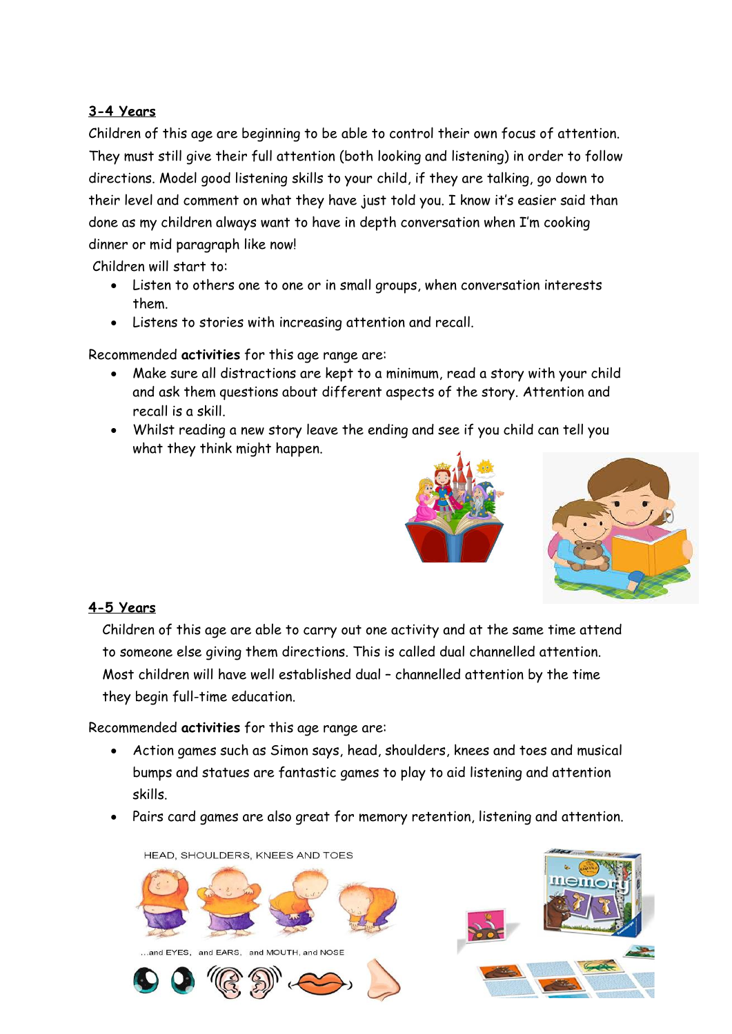### 3-4 Years

Children of this age are beginning to be able to control their own focus of attention. They must still give their full attention (both looking and listening) in order to follow directions. Model good listening skills to your child, if they are talking, go down to their level and comment on what they have just told you. I know it's easier said than done as my children always want to have in depth conversation when I'm cooking dinner or mid paragraph like now!

Children will start to:

- Listen to others one to one or in small groups, when conversation interests them.
- Listens to stories with increasing attention and recall.

Recommended **activities** for this age range are:

- Make sure all distractions are kept to a minimum, read a story with your child and ask them questions about different aspects of the story. Attention and recall is a skill.
- Whilst reading a new story leave the ending and see if you child can tell you what they think might happen.

### 4-5 Years

Children of this age are able to carry out one activity and at the same time attend to someone else giving them directions. This is called dual channelled attention. Most children will have well established dual – channelled attention by the time they begin full-time education.

Recommended **activities** for this age range are:

- Action games such as Simon says, head, shoulders, knees and toes and musical bumps and statues are fantastic games to play to aid listening and attention skills.
- Pairs card games are also great for memory retention, listening and attention.

HEAD, SHOULDERS, KNEES AND TOES

...and EYES, and EARS, and MOUTH, and NOSE